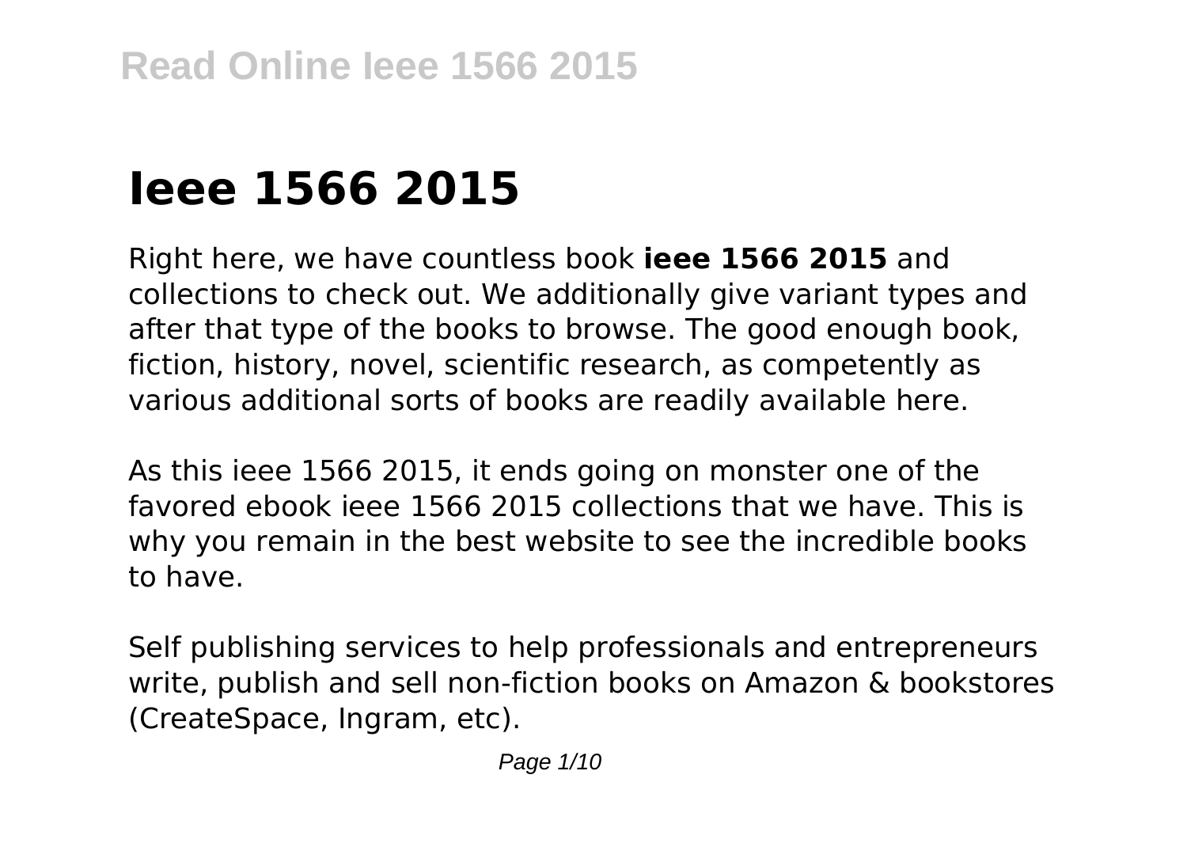# Ieee 1566 2015

Right here, we have countless book **ieee 1566 2015** and collections to check out. We additionally give variant types and after that type of the books to browse. The good enough book, fiction, history, novel, scientific research, as competently as various additional sorts of books are readily available here.

As this ieee 1566 2015, it ends going on monster one of the favored ebook ieee 1566 2015 collections that we have. This is why you remain in the best website to see the incredible books to have.

Self publishing services to help professionals and entrepreneurs write, publish and sell non-fiction books on Amazon & bookstores (CreateSpace, Ingram, etc).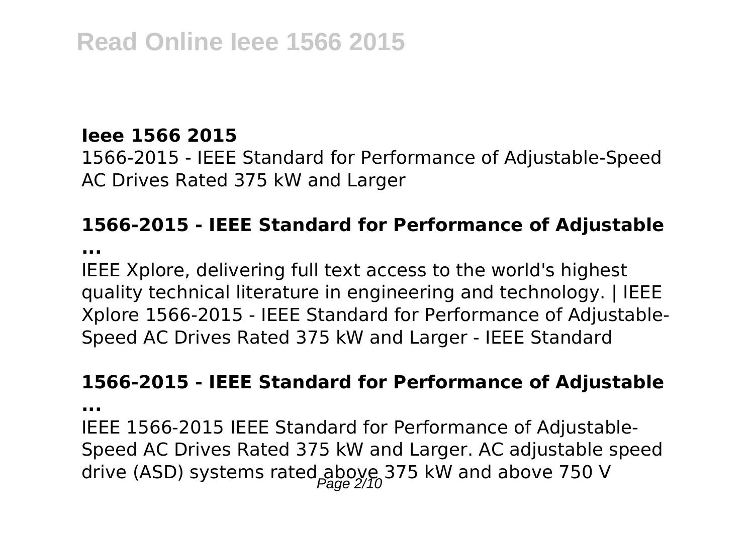**Ieee 1566 2015**

1566-2015 - IEEE Standard for Performance of Adjustable-Speed AC Drives Rated 375 kW and Larger

**1566-2015 - IEEE Standard for Performance of Adjustable ...**

IEEE Xplore, delivering full text access to the world's highest quality technical literature in engineering and technology. | IEEE Xplore 1566-2015 - IEEE Standard for Performance of Adjustable-Speed AC Drives Rated 375 kW and Larger - IEEE Standard

**1566-2015 - IEEE Standard for Performance of Adjustable ...**

IEEE 1566-2015 IEEE Standard for Performance of Adjustable-Speed AC Drives Rated 375 kW and Larger. AC adjustable speed drive (ASD) systems rated above 375 kW and above 750 V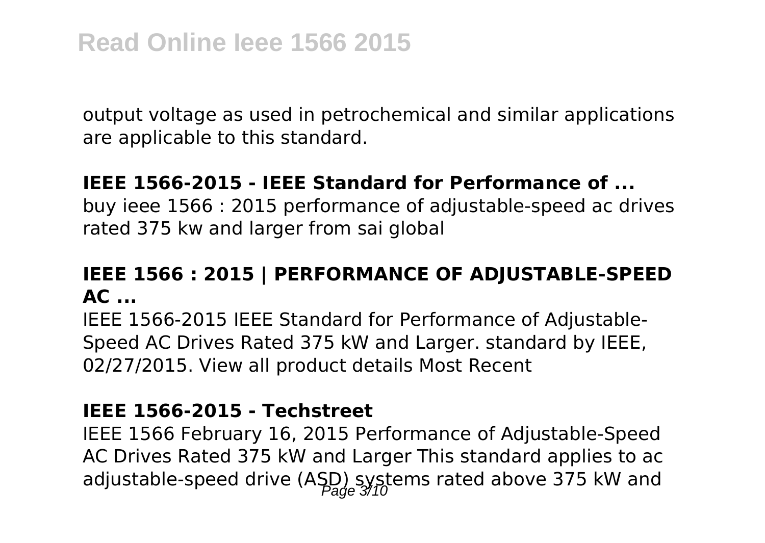output voltage as used in petrochemical and similar applications are applicable to this standard.

**IEEE 1566-2015 - IEEE Standard for Performance of ...**

buy ieee 1566 : 2015 performance of adjustable-speed ac drives rated 375 kw and larger from sai global

**IEEE 1566 : 2015 | PERFORMANCE OF ADJUSTABLE-SPEED AC ...**

IEEE 1566-2015 IEEE Standard for Performance of Adjustable-Speed AC Drives Rated 375 kW and Larger. standard by IEEE, 02/27/2015. View all product details Most Recent

**IEEE 1566-2015 - Techstreet**

IEEE 1566 February 16, 2015 Performance of Adjustable-Speed AC Drives Rated 375 kW and Larger This standard applies to ac adjustable-speed drive (ASD) systems rated above 375 kW and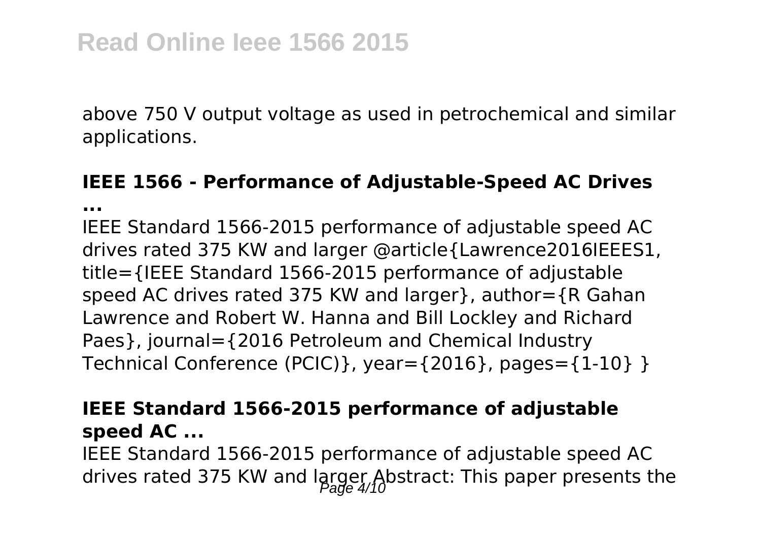above 750 V output voltage as used in petrochemical and similar applications.

### IEEE 1566 - Performance of Adjustable-Speed AC Drives ...

IEEE Standard 1566-2015 performance of adjustable speed AC drives rated 375 KW and larger @article{Lawrence2016IEEES1, title={IEEE Standard 1566-2015 performance of adjustable speed AC drives rated 375 KW and larger}, author={R Gahan Lawrence and Robert W. Hanna and Bill Lockley and Richard Paes}, journal={2016 Petroleum and Chemical Industry Technical Conference (PCIC)}, year={2016}, pages={1-10} }

### IEEE Standard 1566-2015 performance of adjustable speed AC ...

IEEE Standard 1566-2015 performance of adjustable speed AC drives rated 375 KW and larger Abstract: This paper presents the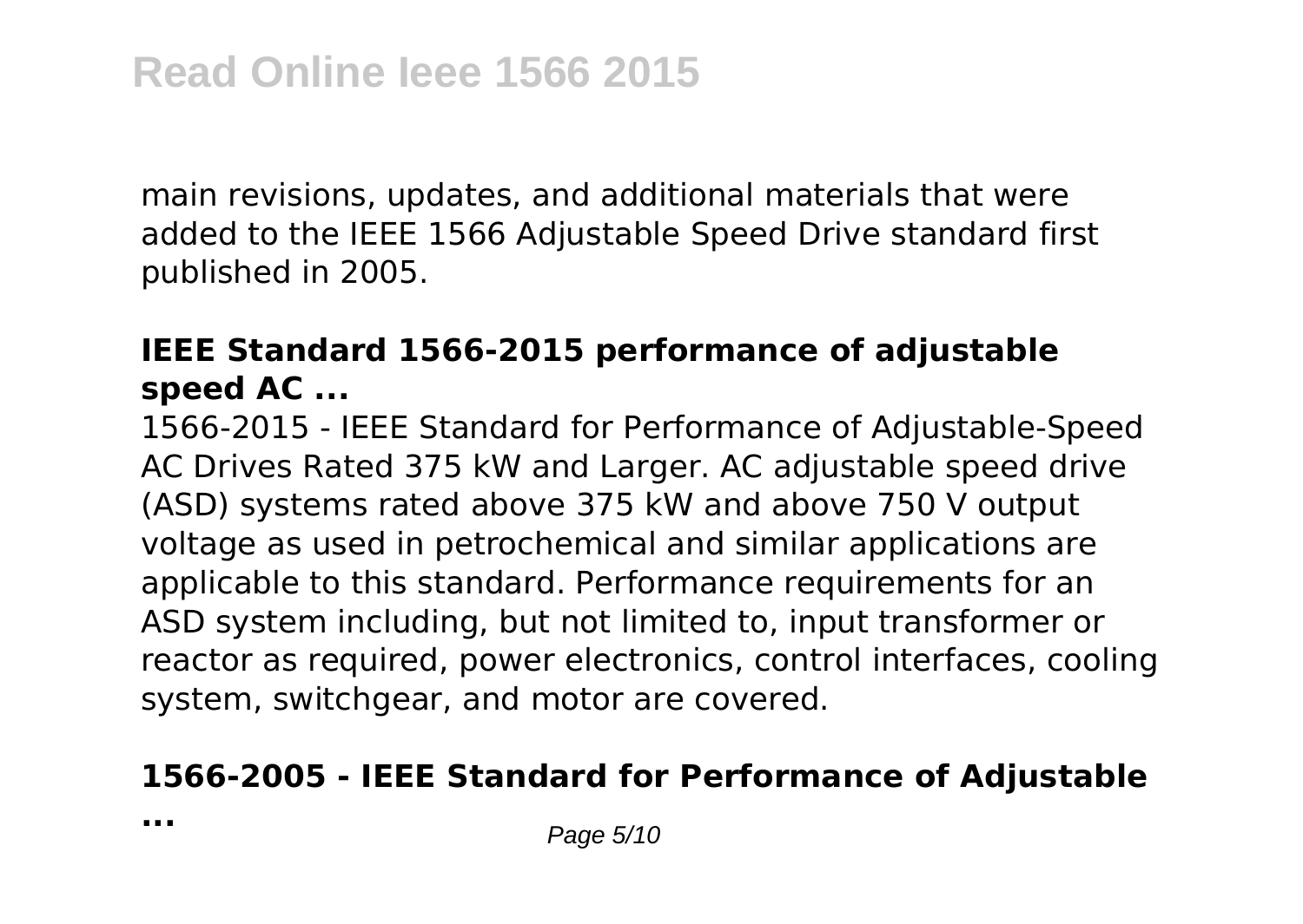main revisions, updates, and additional materials that were added to the IEEE 1566 Adjustable Speed Drive standard first published in 2005.

### IEEE Standard 1566-2015 performance of adjustable speed AC ...

1566-2015 - IEEE Standard for Performance of Adjustable-Speed AC Drives Rated 375 kW and Larger. AC adjustable speed drive (ASD) systems rated above 375 kW and above 750 V output voltage as used in petrochemical and similar applications are applicable to this standard. Performance requirements for an ASD system including, but not limited to, input transformer or reactor as required, power electronics, control interfaces, cooling system, switchgear, and motor are covered.

### 1566-2005 - IEEE Standard for Performance of Adjustable ...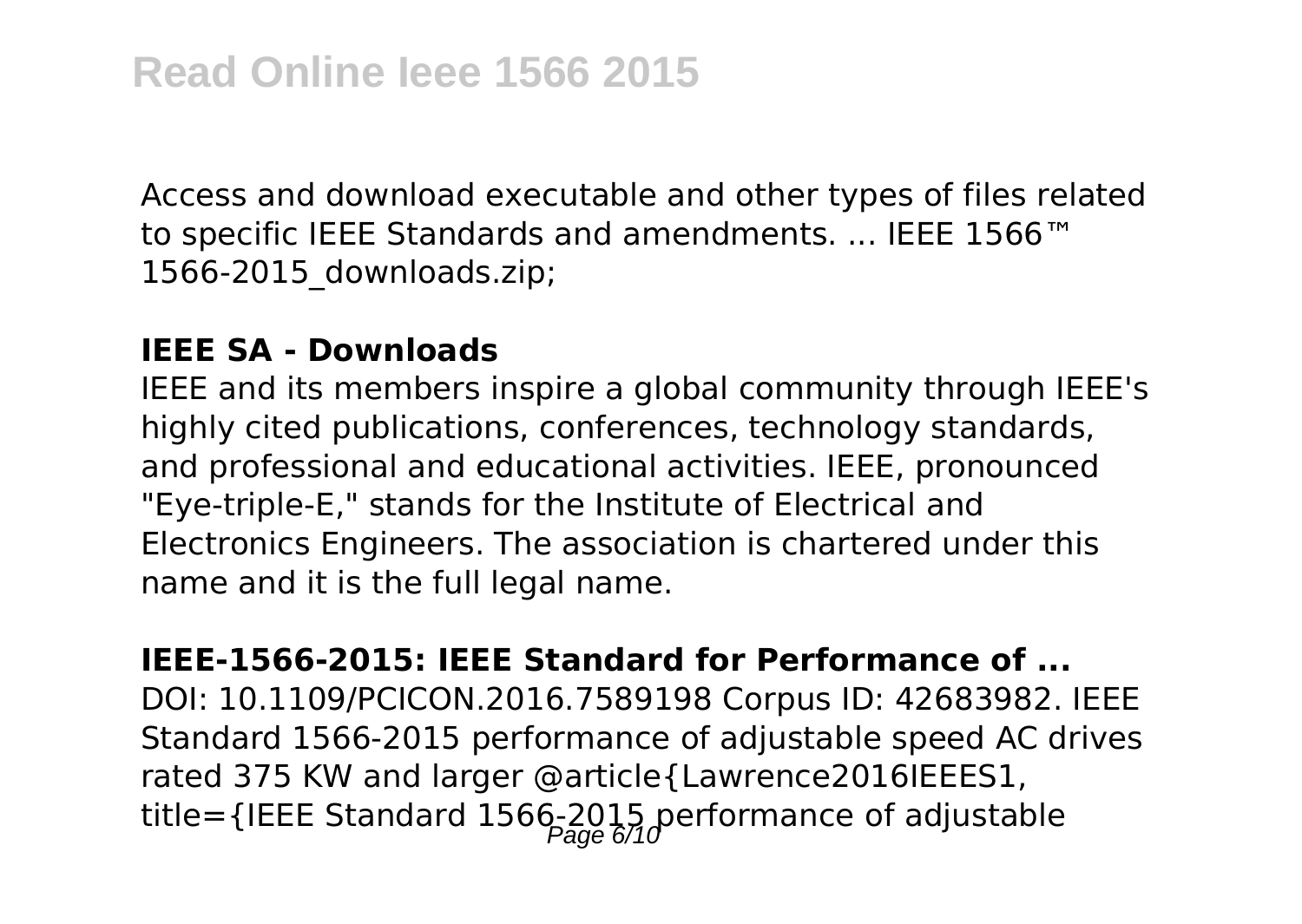Access and download executable and other types of files related to specific IEEE Standards and amendments. ... IEEE 1566™ 1566-2015_downloads.zip;

**IEEE SA - Downloads**

IEEE and its members inspire a global community through IEEE's highly cited publications, conferences, technology standards, and professional and educational activities. IEEE, pronounced "Eye-triple-E," stands for the Institute of Electrical and Electronics Engineers. The association is chartered under this name and it is the full legal name.

**IEEE-1566-2015: IEEE Standard for Performance of ...**

DOI: 10.1109/PCICON.2016.7589198 Corpus ID: 42683982. IEEE Standard 1566-2015 performance of adjustable speed AC drives rated 375 KW and larger @article{Lawrence2016IEEES1, title={IEEE Standard 1566-2015 performance of adjustable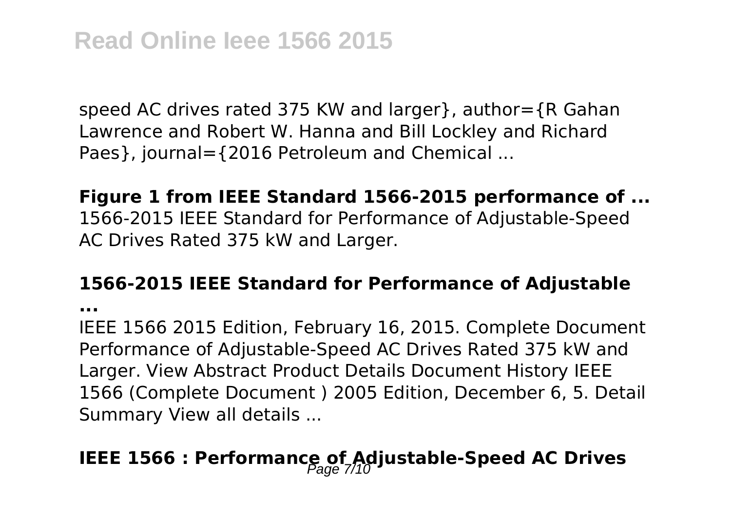speed AC drives rated 375 KW and larger}, author={R Gahan Lawrence and Robert W. Hanna and Bill Lockley and Richard Paes}, journal={2016 Petroleum and Chemical ...

**Figure 1 from IEEE Standard 1566-2015 performance of ...**
1566-2015 IEEE Standard for Performance of Adjustable-Speed AC Drives Rated 375 kW and Larger.

**1566-2015 IEEE Standard for Performance of Adjustable ...**
IEEE 1566 2015 Edition, February 16, 2015. Complete Document Performance of Adjustable-Speed AC Drives Rated 375 kW and Larger. View Abstract Product Details Document History IEEE 1566 (Complete Document ) 2005 Edition, December 6, 5. Detail Summary View all details ...

## IEEE 1566 : Performance of Adjustable-Speed AC Drives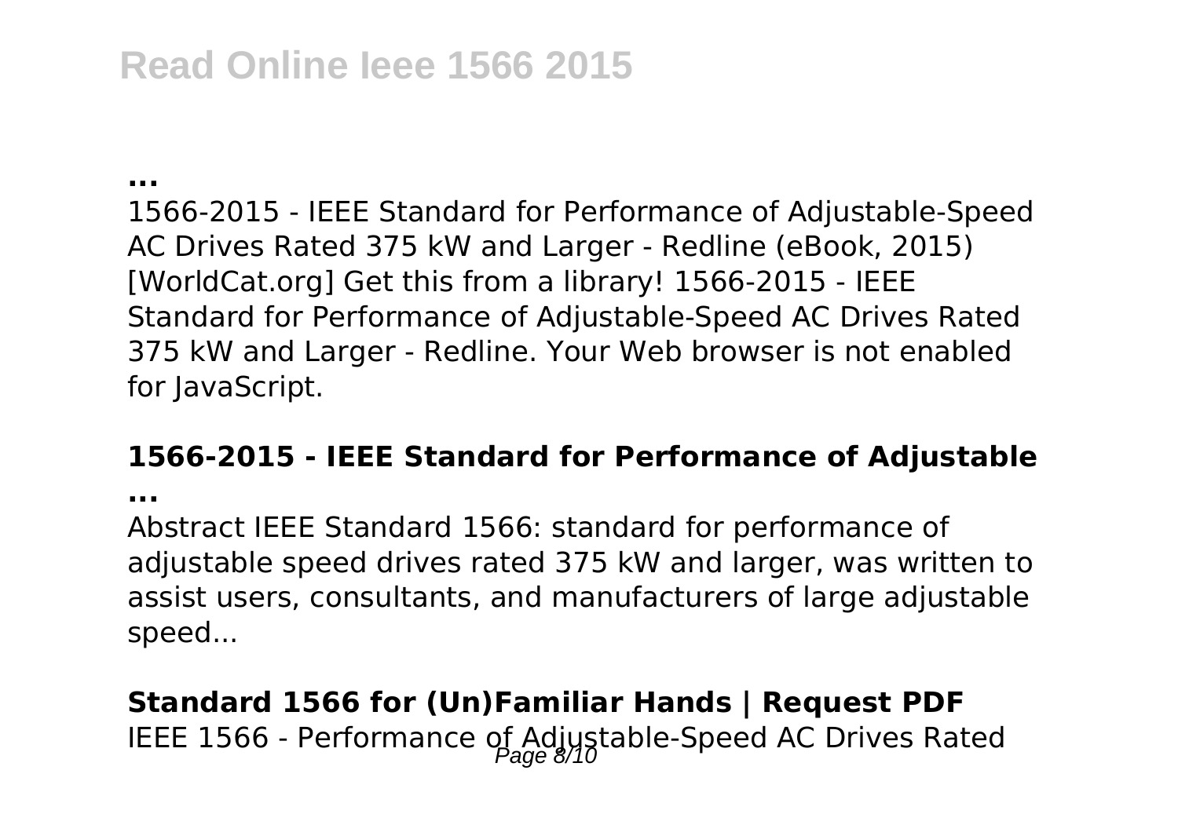# Read Online Ieee 1566 2015

**...**

1566-2015 - IEEE Standard for Performance of Adjustable-Speed AC Drives Rated 375 kW and Larger - Redline (eBook, 2015) [WorldCat.org] Get this from a library! 1566-2015 - IEEE Standard for Performance of Adjustable-Speed AC Drives Rated 375 kW and Larger - Redline. Your Web browser is not enabled for JavaScript.

**1566-2015 - IEEE Standard for Performance of Adjustable ...**

Abstract IEEE Standard 1566: standard for performance of adjustable speed drives rated 375 kW and larger, was written to assist users, consultants, and manufacturers of large adjustable speed...

**Standard 1566 for (Un)Familiar Hands | Request PDF**

IEEE 1566 - Performance of Adjustable-Speed AC Drives Rated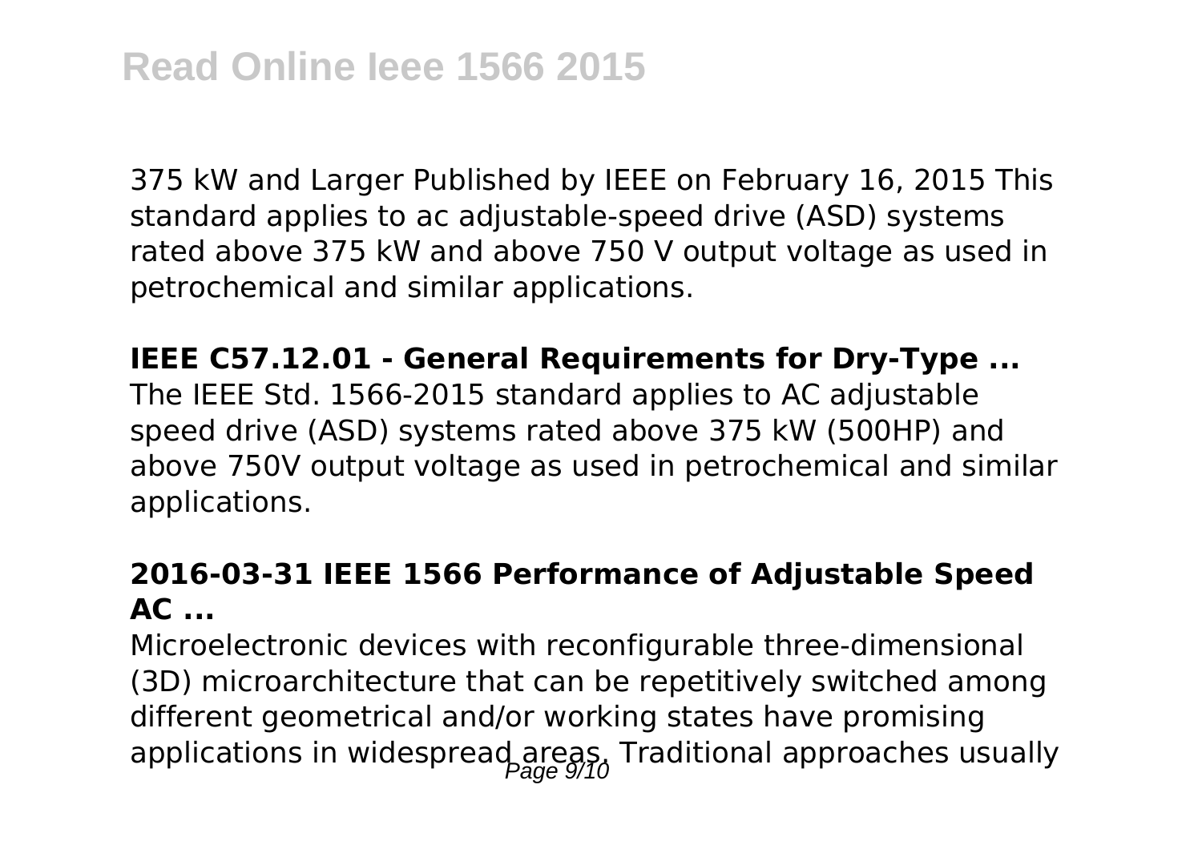375 kW and Larger Published by IEEE on February 16, 2015 This standard applies to ac adjustable-speed drive (ASD) systems rated above 375 kW and above 750 V output voltage as used in petrochemical and similar applications.

**IEEE C57.12.01 - General Requirements for Dry-Type ...**

The IEEE Std. 1566-2015 standard applies to AC adjustable speed drive (ASD) systems rated above 375 kW (500HP) and above 750V output voltage as used in petrochemical and similar applications.

### 2016-03-31 IEEE 1566 Performance of Adjustable Speed AC ...

Microelectronic devices with reconfigurable three-dimensional (3D) microarchitecture that can be repetitively switched among different geometrical and/or working states have promising applications in widespread areas. Traditional approaches usually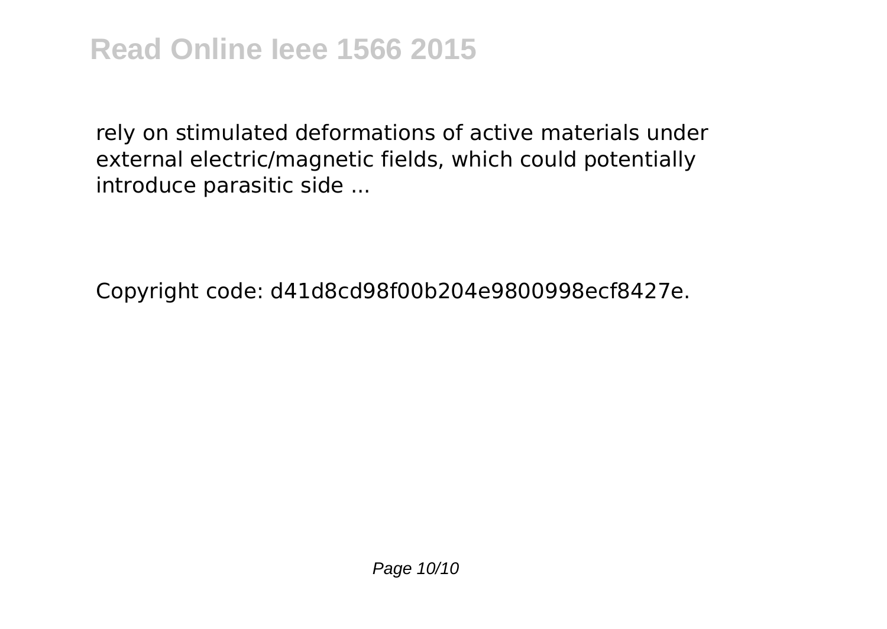rely on stimulated deformations of active materials under external electric/magnetic fields, which could potentially introduce parasitic side ...

Copyright code: d41d8cd98f00b204e9800998ecf8427e.